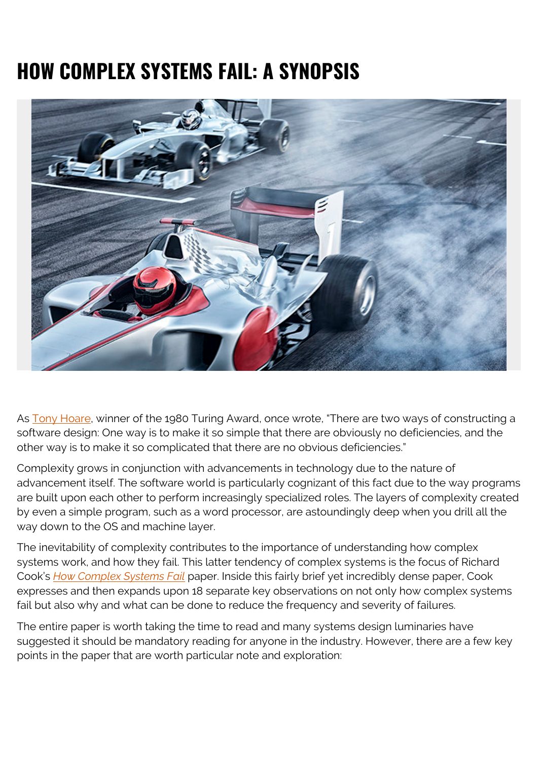# HOW COMPLEX SYSTEMS FAIL: A SYNOPSIS

As Tony Hoare, winner of the 1980 Turing Award, once wrote, "There are two ways of constructing a software design: One way is to make it so simple that there are obviously no deficiencies, and the other way is to make it so complicated that there are no obvious deficiencies."

Complexity grows in conjunction with advancements in technology due to the nature of advancement itself. The software world is particularly cognizant of this fact due to the way programs are built upon each other to perform increasingly specialized roles. The layers of complexity created by even a simple program, such as a word processor, are astoundingly deep when you drill all the way down to the OS and machine layer.

The inevitability of complexity contributes to the importance of understanding how complex systems work, and how they fail. This latter tendency of complex systems is the focus of Richard Cook's *How Complex Systems Fail* paper. Inside this fairly brief yet incredibly dense paper, Cook expresses and then expands upon 18 separate key observations on not only how complex systems fail but also why and what can be done to reduce the frequency and severity of failures.

The entire paper is worth taking the time to read and many systems design luminaries have suggested it should be mandatory reading for anyone in the industry. However, there are a few key points in the paper that are worth particular note and exploration: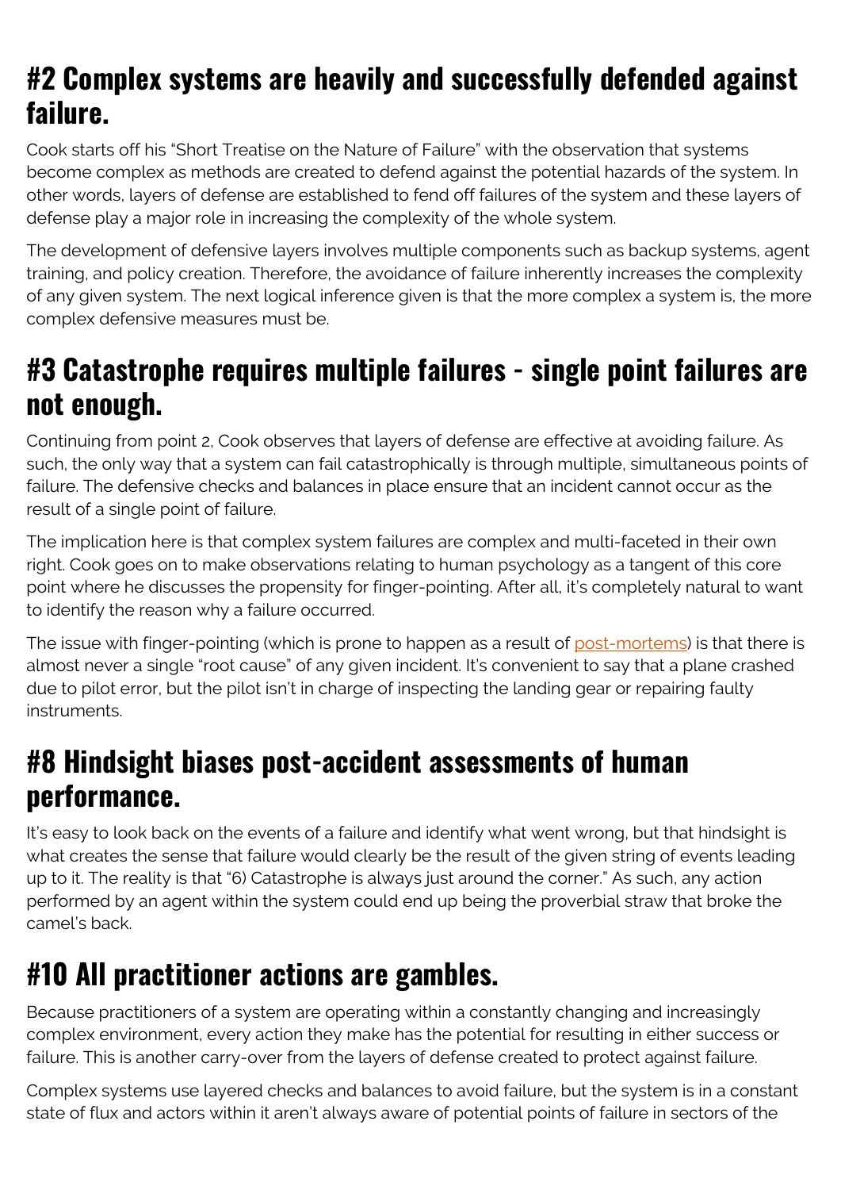## #2 Complex systems are heavily and successfully defended against failure.

Cook starts off his "Short Treatise on the Nature of Failure" with the observation that systems become complex as methods are created to defend against the potential hazards of the system. In other words, layers of defense are established to fend off failures of the system and these layers of defense play a major role in increasing the complexity of the whole system.

The development of defensive layers involves multiple components such as backup systems, agent training, and policy creation. Therefore, the avoidance of failure inherently increases the complexity of any given system. The next logical inference given is that the more complex a system is, the more complex defensive measures must be.

## #3 Catastrophe requires multiple failures - single point failures are not enough.

Continuing from point 2, Cook observes that layers of defense are effective at avoiding failure. As such, the only way that a system can fail catastrophically is through multiple, simultaneous points of failure. The defensive checks and balances in place ensure that an incident cannot occur as the result of a single point of failure.

The implication here is that complex system failures are complex and multi-faceted in their own right. Cook goes on to make observations relating to human psychology as a tangent of this core point where he discusses the propensity for finger-pointing. After all, it's completely natural to want to identify the reason why a failure occurred.

The issue with finger-pointing (which is prone to happen as a result of [post-mortems]) is that there is almost never a single "root cause" of any given incident. It's convenient to say that a plane crashed due to pilot error, but the pilot isn't in charge of inspecting the landing gear or repairing faulty instruments.

## #8 Hindsight biases post-accident assessments of human performance.

It's easy to look back on the events of a failure and identify what went wrong, but that hindsight is what creates the sense that failure would clearly be the result of the given string of events leading up to it. The reality is that "6) Catastrophe is always just around the corner." As such, any action performed by an agent within the system could end up being the proverbial straw that broke the camel's back.

## #10 All practitioner actions are gambles.

Because practitioners of a system are operating within a constantly changing and increasingly complex environment, every action they make has the potential for resulting in either success or failure. This is another carry-over from the layers of defense created to protect against failure.

Complex systems use layered checks and balances to avoid failure, but the system is in a constant state of flux and actors within it aren't always aware of potential points of failure in sectors of the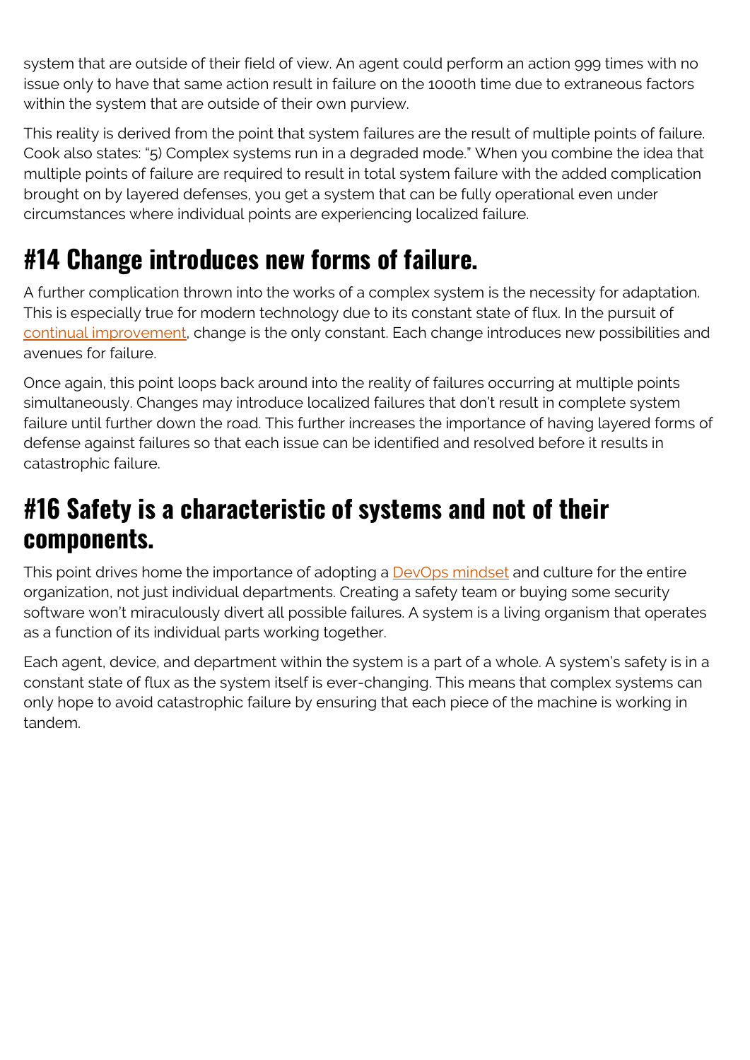system that are outside of their field of view. An agent could perform an action 999 times with no issue only to have that same action result in failure on the 1000th time due to extraneous factors within the system that are outside of their own purview.

This reality is derived from the point that system failures are the result of multiple points of failure. Cook also states: "5) Complex systems run in a degraded mode." When you combine the idea that multiple points of failure are required to result in total system failure with the added complication brought on by layered defenses, you get a system that can be fully operational even under circumstances where individual points are experiencing localized failure.

## #14 Change introduces new forms of failure.

A further complication thrown into the works of a complex system is the necessity for adaptation. This is especially true for modern technology due to its constant state of flux. In the pursuit of continual improvement, change is the only constant. Each change introduces new possibilities and avenues for failure.

Once again, this point loops back around into the reality of failures occurring at multiple points simultaneously. Changes may introduce localized failures that don't result in complete system failure until further down the road. This further increases the importance of having layered forms of defense against failures so that each issue can be identified and resolved before it results in catastrophic failure.

## #16 Safety is a characteristic of systems and not of their components.

This point drives home the importance of adopting a DevOps mindset and culture for the entire organization, not just individual departments. Creating a safety team or buying some security software won't miraculously divert all possible failures. A system is a living organism that operates as a function of its individual parts working together.

Each agent, device, and department within the system is a part of a whole. A system's safety is in a constant state of flux as the system itself is ever-changing. This means that complex systems can only hope to avoid catastrophic failure by ensuring that each piece of the machine is working in tandem.